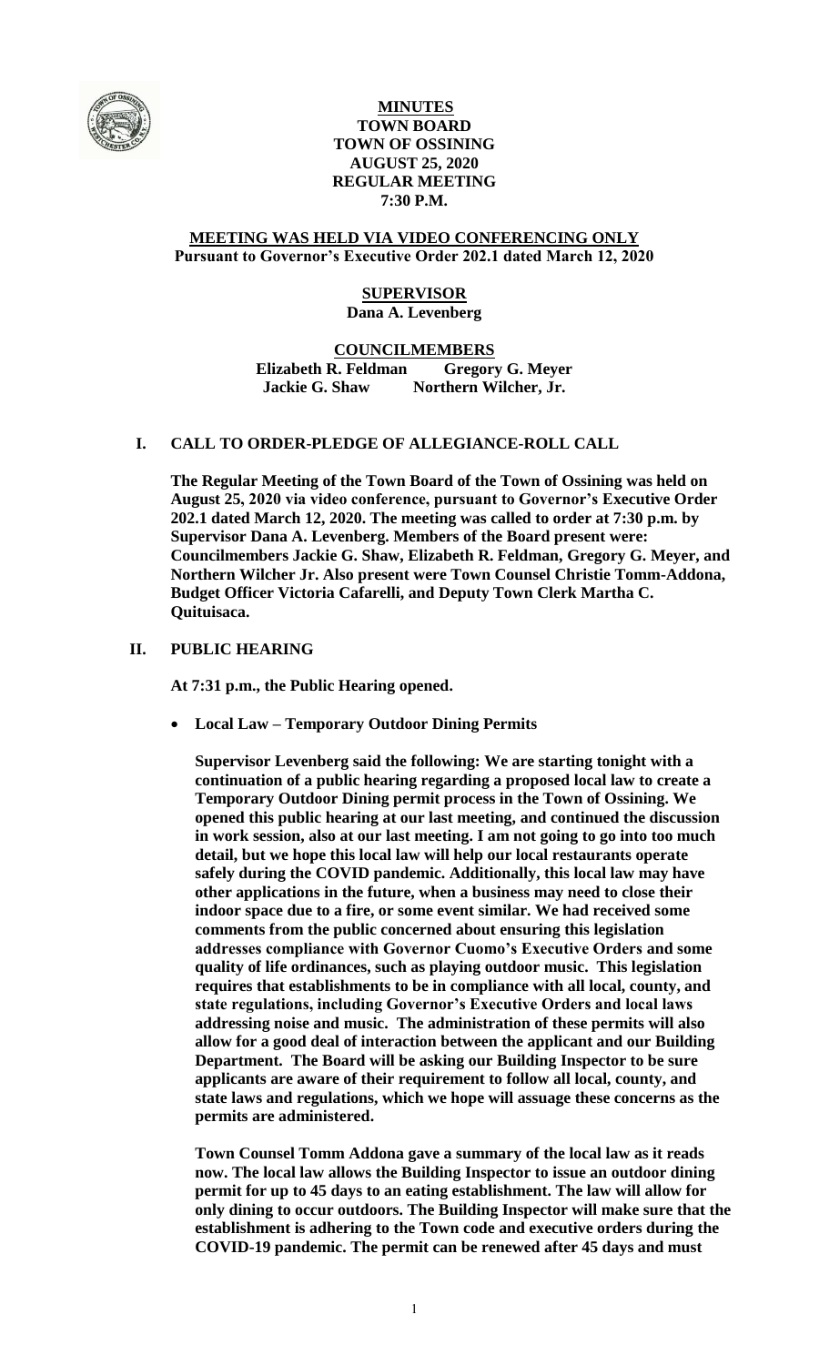# MINUTES
## TOWN BOARD
## TOWN OF OSSINING
## AUGUST 25, 2020
## REGULAR MEETING
## 7:30 P.M.

**MEETING WAS HELD VIA VIDEO CONFERENCING ONLY**
**Pursuant to Governor's Executive Order 202.1 dated March 12, 2020**

**SUPERVISOR**
**Dana A. Levenberg**

**COUNCILMEMBERS**
**Elizabeth R. Feldman Gregory G. Meyer**
**Jackie G. Shaw Northern Wilcher, Jr.**

## I. CALL TO ORDER-PLEDGE OF ALLEGIANCE-ROLL CALL

**The Regular Meeting of the Town Board of the Town of Ossining was held on August 25, 2020 via video conference, pursuant to Governor's Executive Order 202.1 dated March 12, 2020. The meeting was called to order at 7:30 p.m. by Supervisor Dana A. Levenberg. Members of the Board present were: Councilmembers Jackie G. Shaw, Elizabeth R. Feldman, Gregory G. Meyer, and Northern Wilcher Jr. Also present were Town Counsel Christie Tomm-Addona, Budget Officer Victoria Cafarelli, and Deputy Town Clerk Martha C. Quituisaca.**

## II. PUBLIC HEARING

**At 7:31 p.m., the Public Hearing opened.**

- **Local Law – Temporary Outdoor Dining Permits**

**Supervisor Levenberg said the following: We are starting tonight with a continuation of a public hearing regarding a proposed local law to create a Temporary Outdoor Dining permit process in the Town of Ossining. We opened this public hearing at our last meeting, and continued the discussion in work session, also at our last meeting. I am not going to go into too much detail, but we hope this local law will help our local restaurants operate safely during the COVID pandemic. Additionally, this local law may have other applications in the future, when a business may need to close their indoor space due to a fire, or some event similar. We had received some comments from the public concerned about ensuring this legislation addresses compliance with Governor Cuomo's Executive Orders and some quality of life ordinances, such as playing outdoor music. This legislation requires that establishments to be in compliance with all local, county, and state regulations, including Governor's Executive Orders and local laws addressing noise and music. The administration of these permits will also allow for a good deal of interaction between the applicant and our Building Department. The Board will be asking our Building Inspector to be sure applicants are aware of their requirement to follow all local, county, and state laws and regulations, which we hope will assuage these concerns as the permits are administered.**

**Town Counsel Tomm Addona gave a summary of the local law as it reads now. The local law allows the Building Inspector to issue an outdoor dining permit for up to 45 days to an eating establishment. The law will allow for only dining to occur outdoors. The Building Inspector will make sure that the establishment is adhering to the Town code and executive orders during the COVID-19 pandemic. The permit can be renewed after 45 days and must**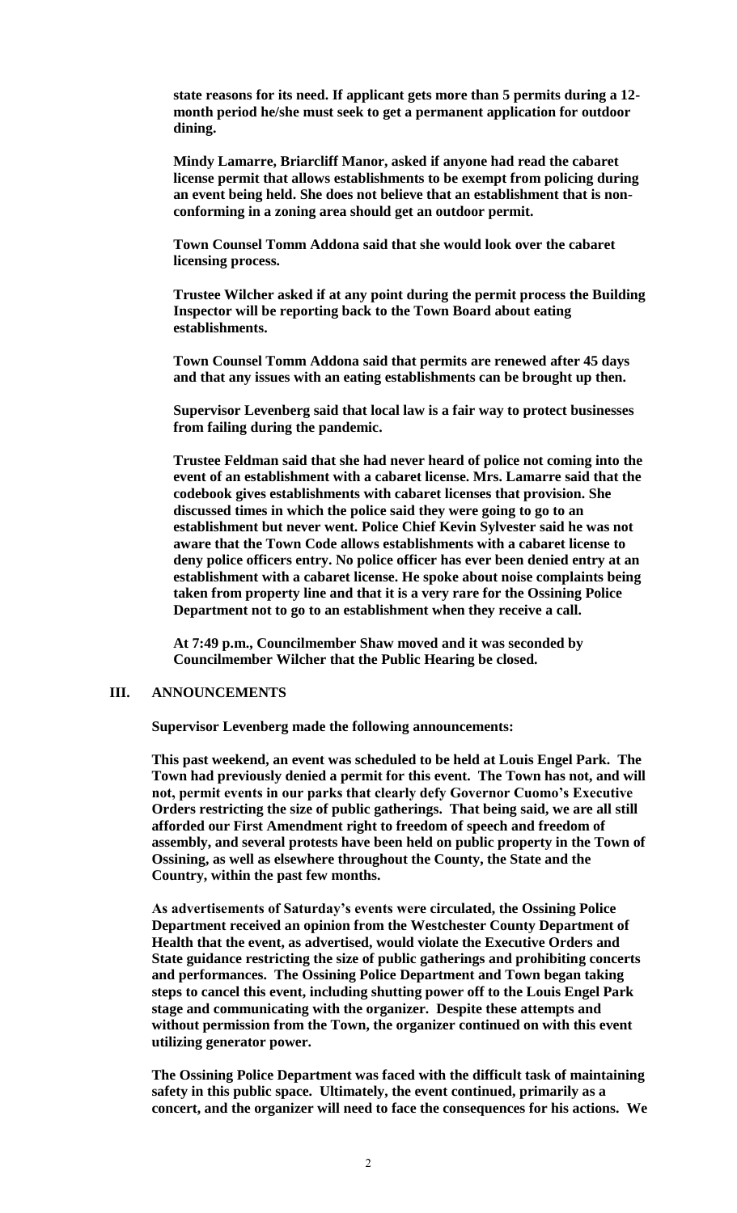**state reasons for its need. If applicant gets more than 5 permits during a 12-month period he/she must seek to get a permanent application for outdoor dining.**

**Mindy Lamarre, Briarcliff Manor, asked if anyone had read the cabaret license permit that allows establishments to be exempt from policing during an event being held. She does not believe that an establishment that is non-conforming in a zoning area should get an outdoor permit.**

**Town Counsel Tomm Addona said that she would look over the cabaret licensing process.**

**Trustee Wilcher asked if at any point during the permit process the Building Inspector will be reporting back to the Town Board about eating establishments.**

**Town Counsel Tomm Addona said that permits are renewed after 45 days and that any issues with an eating establishments can be brought up then.**

**Supervisor Levenberg said that local law is a fair way to protect businesses from failing during the pandemic.**

**Trustee Feldman said that she had never heard of police not coming into the event of an establishment with a cabaret license. Mrs. Lamarre said that the codebook gives establishments with cabaret licenses that provision. She discussed times in which the police said they were going to go to an establishment but never went. Police Chief Kevin Sylvester said he was not aware that the Town Code allows establishments with a cabaret license to deny police officers entry. No police officer has ever been denied entry at an establishment with a cabaret license. He spoke about noise complaints being taken from property line and that it is a very rare for the Ossining Police Department not to go to an establishment when they receive a call.**

**At 7:49 p.m., Councilmember Shaw moved and it was seconded by Councilmember Wilcher that the Public Hearing be closed.**

## III. ANNOUNCEMENTS

**Supervisor Levenberg made the following announcements:**

**This past weekend, an event was scheduled to be held at Louis Engel Park. The Town had previously denied a permit for this event. The Town has not, and will not, permit events in our parks that clearly defy Governor Cuomo's Executive Orders restricting the size of public gatherings. That being said, we are all still afforded our First Amendment right to freedom of speech and freedom of assembly, and several protests have been held on public property in the Town of Ossining, as well as elsewhere throughout the County, the State and the Country, within the past few months.**

**As advertisements of Saturday's events were circulated, the Ossining Police Department received an opinion from the Westchester County Department of Health that the event, as advertised, would violate the Executive Orders and State guidance restricting the size of public gatherings and prohibiting concerts and performances. The Ossining Police Department and Town began taking steps to cancel this event, including shutting power off to the Louis Engel Park stage and communicating with the organizer. Despite these attempts and without permission from the Town, the organizer continued on with this event utilizing generator power.**

**The Ossining Police Department was faced with the difficult task of maintaining safety in this public space. Ultimately, the event continued, primarily as a concert, and the organizer will need to face the consequences for his actions. We**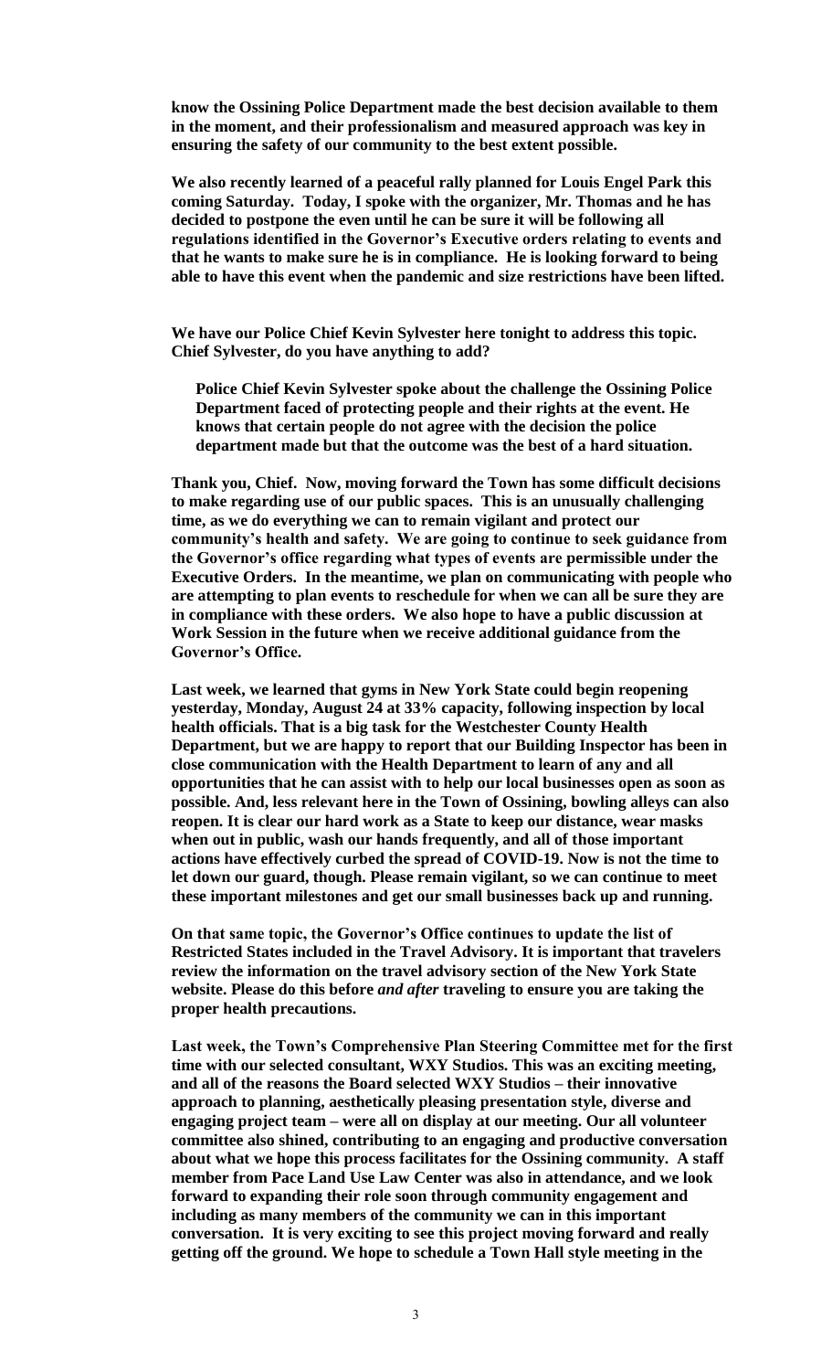**know the Ossining Police Department made the best decision available to them in the moment, and their professionalism and measured approach was key in ensuring the safety of our community to the best extent possible.**

**We also recently learned of a peaceful rally planned for Louis Engel Park this coming Saturday. Today, I spoke with the organizer, Mr. Thomas and he has decided to postpone the even until he can be sure it will be following all regulations identified in the Governor's Executive orders relating to events and that he wants to make sure he is in compliance. He is looking forward to being able to have this event when the pandemic and size restrictions have been lifted.**

**We have our Police Chief Kevin Sylvester here tonight to address this topic. Chief Sylvester, do you have anything to add?**

> **Police Chief Kevin Sylvester spoke about the challenge the Ossining Police Department faced of protecting people and their rights at the event. He knows that certain people do not agree with the decision the police department made but that the outcome was the best of a hard situation.**

**Thank you, Chief. Now, moving forward the Town has some difficult decisions to make regarding use of our public spaces. This is an unusually challenging time, as we do everything we can to remain vigilant and protect our community's health and safety. We are going to continue to seek guidance from the Governor's office regarding what types of events are permissible under the Executive Orders. In the meantime, we plan on communicating with people who are attempting to plan events to reschedule for when we can all be sure they are in compliance with these orders. We also hope to have a public discussion at Work Session in the future when we receive additional guidance from the Governor's Office.**

**Last week, we learned that gyms in New York State could begin reopening yesterday, Monday, August 24 at 33% capacity, following inspection by local health officials. That is a big task for the Westchester County Health Department, but we are happy to report that our Building Inspector has been in close communication with the Health Department to learn of any and all opportunities that he can assist with to help our local businesses open as soon as possible. And, less relevant here in the Town of Ossining, bowling alleys can also reopen. It is clear our hard work as a State to keep our distance, wear masks when out in public, wash our hands frequently, and all of those important actions have effectively curbed the spread of COVID-19. Now is not the time to let down our guard, though. Please remain vigilant, so we can continue to meet these important milestones and get our small businesses back up and running.**

**On that same topic, the Governor's Office continues to update the list of Restricted States included in the Travel Advisory. It is important that travelers review the information on the travel advisory section of the New York State website. Please do this before *and after* traveling to ensure you are taking the proper health precautions.**

**Last week, the Town's Comprehensive Plan Steering Committee met for the first time with our selected consultant, WXY Studios. This was an exciting meeting, and all of the reasons the Board selected WXY Studios – their innovative approach to planning, aesthetically pleasing presentation style, diverse and engaging project team – were all on display at our meeting. Our all volunteer committee also shined, contributing to an engaging and productive conversation about what we hope this process facilitates for the Ossining community. A staff member from Pace Land Use Law Center was also in attendance, and we look forward to expanding their role soon through community engagement and including as many members of the community we can in this important conversation. It is very exciting to see this project moving forward and really getting off the ground. We hope to schedule a Town Hall style meeting in the**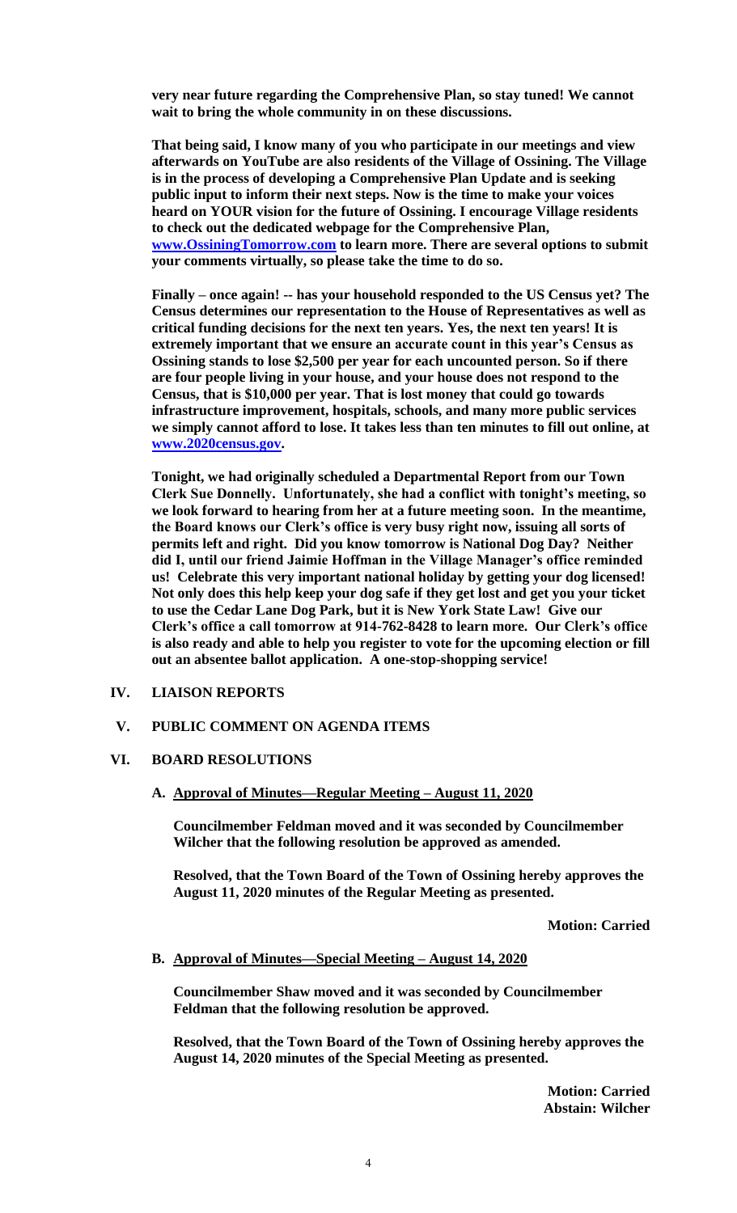**very near future regarding the Comprehensive Plan, so stay tuned! We cannot wait to bring the whole community in on these discussions.**

**That being said, I know many of you who participate in our meetings and view afterwards on YouTube are also residents of the Village of Ossining. The Village is in the process of developing a Comprehensive Plan Update and is seeking public input to inform their next steps. Now is the time to make your voices heard on YOUR vision for the future of Ossining. I encourage Village residents to check out the dedicated webpage for the Comprehensive Plan, [www.OssiningTomorrow.com](http://www.OssiningTomorrow.com) to learn more. There are several options to submit your comments virtually, so please take the time to do so.**

**Finally – once again! -- has your household responded to the US Census yet? The Census determines our representation to the House of Representatives as well as critical funding decisions for the next ten years. Yes, the next ten years! It is extremely important that we ensure an accurate count in this year's Census as Ossining stands to lose $2,500 per year for each uncounted person. So if there are four people living in your house, and your house does not respond to the Census, that is $10,000 per year. That is lost money that could go towards infrastructure improvement, hospitals, schools, and many more public services we simply cannot afford to lose. It takes less than ten minutes to fill out online, at [www.2020census.gov](http://www.2020census.gov).**

**Tonight, we had originally scheduled a Departmental Report from our Town Clerk Sue Donnelly. Unfortunately, she had a conflict with tonight's meeting, so we look forward to hearing from her at a future meeting soon. In the meantime, the Board knows our Clerk's office is very busy right now, issuing all sorts of permits left and right. Did you know tomorrow is National Dog Day? Neither did I, until our friend Jaimie Hoffman in the Village Manager's office reminded us! Celebrate this very important national holiday by getting your dog licensed! Not only does this help keep your dog safe if they get lost and get you your ticket to use the Cedar Lane Dog Park, but it is New York State Law! Give our Clerk's office a call tomorrow at 914-762-8428 to learn more. Our Clerk's office is also ready and able to help you register to vote for the upcoming election or fill out an absentee ballot application. A one-stop-shopping service!**

## IV. LIAISON REPORTS

## V. PUBLIC COMMENT ON AGENDA ITEMS

## VI. BOARD RESOLUTIONS

### A. Approval of Minutes—Regular Meeting – August 11, 2020

**Councilmember Feldman moved and it was seconded by Councilmember Wilcher that the following resolution be approved as amended.**

**Resolved, that the Town Board of the Town of Ossining hereby approves the August 11, 2020 minutes of the Regular Meeting as presented.**

**Motion: Carried**

### B. Approval of Minutes—Special Meeting – August 14, 2020

**Councilmember Shaw moved and it was seconded by Councilmember Feldman that the following resolution be approved.**

**Resolved, that the Town Board of the Town of Ossining hereby approves the August 14, 2020 minutes of the Special Meeting as presented.**

**Motion: Carried**
**Abstain: Wilcher**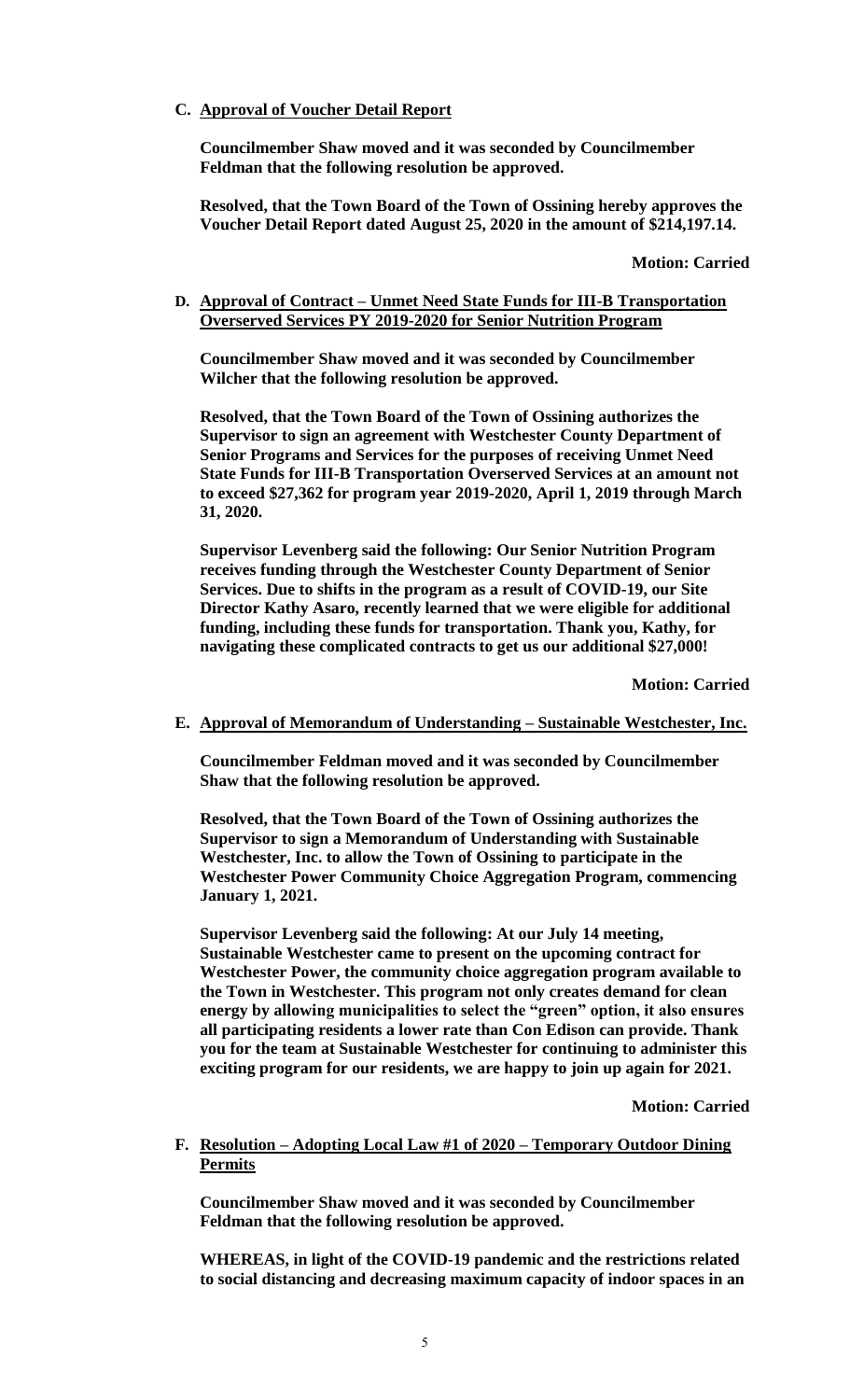**C. Approval of Voucher Detail Report**

**Councilmember Shaw moved and it was seconded by Councilmember Feldman that the following resolution be approved.**

**Resolved, that the Town Board of the Town of Ossining hereby approves the Voucher Detail Report dated August 25, 2020 in the amount of $214,197.14.**

**Motion: Carried**

**D. Approval of Contract – Unmet Need State Funds for III-B Transportation Overserved Services PY 2019-2020 for Senior Nutrition Program**

**Councilmember Shaw moved and it was seconded by Councilmember Wilcher that the following resolution be approved.**

**Resolved, that the Town Board of the Town of Ossining authorizes the Supervisor to sign an agreement with Westchester County Department of Senior Programs and Services for the purposes of receiving Unmet Need State Funds for III-B Transportation Overserved Services at an amount not to exceed $27,362 for program year 2019-2020, April 1, 2019 through March 31, 2020.**

**Supervisor Levenberg said the following: Our Senior Nutrition Program receives funding through the Westchester County Department of Senior Services. Due to shifts in the program as a result of COVID-19, our Site Director Kathy Asaro, recently learned that we were eligible for additional funding, including these funds for transportation. Thank you, Kathy, for navigating these complicated contracts to get us our additional $27,000!**

**Motion: Carried**

**E. Approval of Memorandum of Understanding – Sustainable Westchester, Inc.**

**Councilmember Feldman moved and it was seconded by Councilmember Shaw that the following resolution be approved.**

**Resolved, that the Town Board of the Town of Ossining authorizes the Supervisor to sign a Memorandum of Understanding with Sustainable Westchester, Inc. to allow the Town of Ossining to participate in the Westchester Power Community Choice Aggregation Program, commencing January 1, 2021.**

**Supervisor Levenberg said the following: At our July 14 meeting, Sustainable Westchester came to present on the upcoming contract for Westchester Power, the community choice aggregation program available to the Town in Westchester. This program not only creates demand for clean energy by allowing municipalities to select the "green" option, it also ensures all participating residents a lower rate than Con Edison can provide. Thank you for the team at Sustainable Westchester for continuing to administer this exciting program for our residents, we are happy to join up again for 2021.**

**Motion: Carried**

**F. Resolution – Adopting Local Law #1 of 2020 – Temporary Outdoor Dining Permits**

**Councilmember Shaw moved and it was seconded by Councilmember Feldman that the following resolution be approved.**

**WHEREAS, in light of the COVID-19 pandemic and the restrictions related to social distancing and decreasing maximum capacity of indoor spaces in an**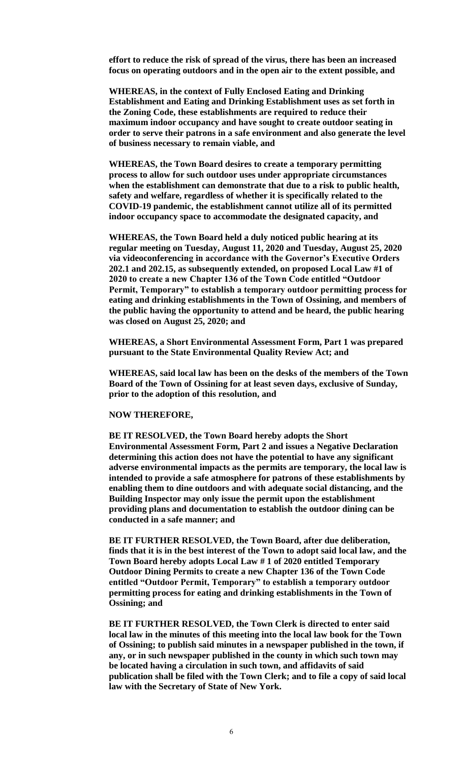**effort to reduce the risk of spread of the virus, there has been an increased focus on operating outdoors and in the open air to the extent possible, and**

**WHEREAS, in the context of Fully Enclosed Eating and Drinking Establishment and Eating and Drinking Establishment uses as set forth in the Zoning Code, these establishments are required to reduce their maximum indoor occupancy and have sought to create outdoor seating in order to serve their patrons in a safe environment and also generate the level of business necessary to remain viable, and**

**WHEREAS, the Town Board desires to create a temporary permitting process to allow for such outdoor uses under appropriate circumstances when the establishment can demonstrate that due to a risk to public health, safety and welfare, regardless of whether it is specifically related to the COVID-19 pandemic, the establishment cannot utilize all of its permitted indoor occupancy space to accommodate the designated capacity, and**

**WHEREAS, the Town Board held a duly noticed public hearing at its regular meeting on Tuesday, August 11, 2020 and Tuesday, August 25, 2020 via videoconferencing in accordance with the Governor's Executive Orders 202.1 and 202.15, as subsequently extended, on proposed Local Law #1 of 2020 to create a new Chapter 136 of the Town Code entitled "Outdoor Permit, Temporary" to establish a temporary outdoor permitting process for eating and drinking establishments in the Town of Ossining, and members of the public having the opportunity to attend and be heard, the public hearing was closed on August 25, 2020; and**

**WHEREAS, a Short Environmental Assessment Form, Part 1 was prepared pursuant to the State Environmental Quality Review Act; and**

**WHEREAS, said local law has been on the desks of the members of the Town Board of the Town of Ossining for at least seven days, exclusive of Sunday, prior to the adoption of this resolution, and**

**NOW THEREFORE,**

**BE IT RESOLVED, the Town Board hereby adopts the Short Environmental Assessment Form, Part 2 and issues a Negative Declaration determining this action does not have the potential to have any significant adverse environmental impacts as the permits are temporary, the local law is intended to provide a safe atmosphere for patrons of these establishments by enabling them to dine outdoors and with adequate social distancing, and the Building Inspector may only issue the permit upon the establishment providing plans and documentation to establish the outdoor dining can be conducted in a safe manner; and**

**BE IT FURTHER RESOLVED, the Town Board, after due deliberation, finds that it is in the best interest of the Town to adopt said local law, and the Town Board hereby adopts Local Law # 1 of 2020 entitled Temporary Outdoor Dining Permits to create a new Chapter 136 of the Town Code entitled "Outdoor Permit, Temporary" to establish a temporary outdoor permitting process for eating and drinking establishments in the Town of Ossining; and**

**BE IT FURTHER RESOLVED, the Town Clerk is directed to enter said local law in the minutes of this meeting into the local law book for the Town of Ossining; to publish said minutes in a newspaper published in the town, if any, or in such newspaper published in the county in which such town may be located having a circulation in such town, and affidavits of said publication shall be filed with the Town Clerk; and to file a copy of said local law with the Secretary of State of New York.**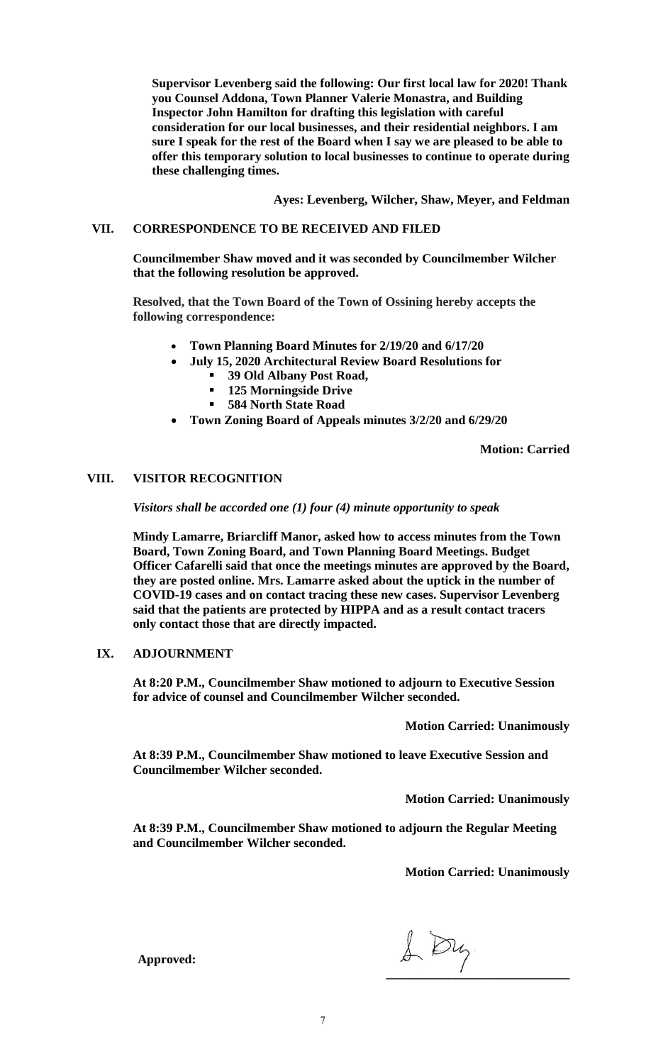**Supervisor Levenberg said the following: Our first local law for 2020! Thank you Counsel Addona, Town Planner Valerie Monastra, and Building Inspector John Hamilton for drafting this legislation with careful consideration for our local businesses, and their residential neighbors. I am sure I speak for the rest of the Board when I say we are pleased to be able to offer this temporary solution to local businesses to continue to operate during these challenging times.**

**Ayes: Levenberg, Wilcher, Shaw, Meyer, and Feldman**

## VII. CORRESPONDENCE TO BE RECEIVED AND FILED

**Councilmember Shaw moved and it was seconded by Councilmember Wilcher that the following resolution be approved.**

**Resolved, that the Town Board of the Town of Ossining hereby accepts the following correspondence:**

- **Town Planning Board Minutes for 2/19/20 and 6/17/20**
- **July 15, 2020 Architectural Review Board Resolutions for**
  - **39 Old Albany Post Road,**
  - **125 Morningside Drive**
  - **584 North State Road**
- **Town Zoning Board of Appeals minutes 3/2/20 and 6/29/20**

**Motion: Carried**

## VIII. VISITOR RECOGNITION

***Visitors shall be accorded one (1) four (4) minute opportunity to speak***

**Mindy Lamarre, Briarcliff Manor, asked how to access minutes from the Town Board, Town Zoning Board, and Town Planning Board Meetings. Budget Officer Cafarelli said that once the meetings minutes are approved by the Board, they are posted online. Mrs. Lamarre asked about the uptick in the number of COVID-19 cases and on contact tracing these new cases. Supervisor Levenberg said that the patients are protected by HIPPA and as a result contact tracers only contact those that are directly impacted.**

## IX. ADJOURNMENT

**At 8:20 P.M., Councilmember Shaw motioned to adjourn to Executive Session for advice of counsel and Councilmember Wilcher seconded.**

**Motion Carried: Unanimously**

**At 8:39 P.M., Councilmember Shaw motioned to leave Executive Session and Councilmember Wilcher seconded.**

**Motion Carried: Unanimously**

**At 8:39 P.M., Councilmember Shaw motioned to adjourn the Regular Meeting and Councilmember Wilcher seconded.**

**Motion Carried: Unanimously**

**Approved:** ____________________________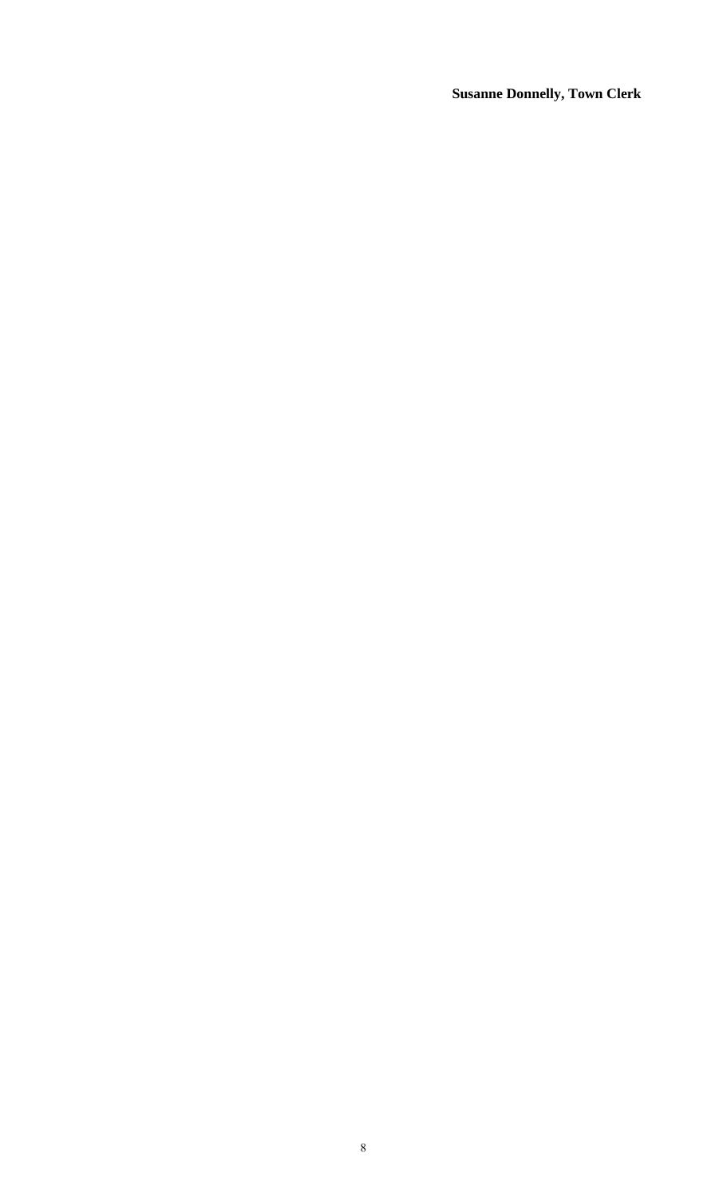**Susanne Donnelly, Town Clerk**